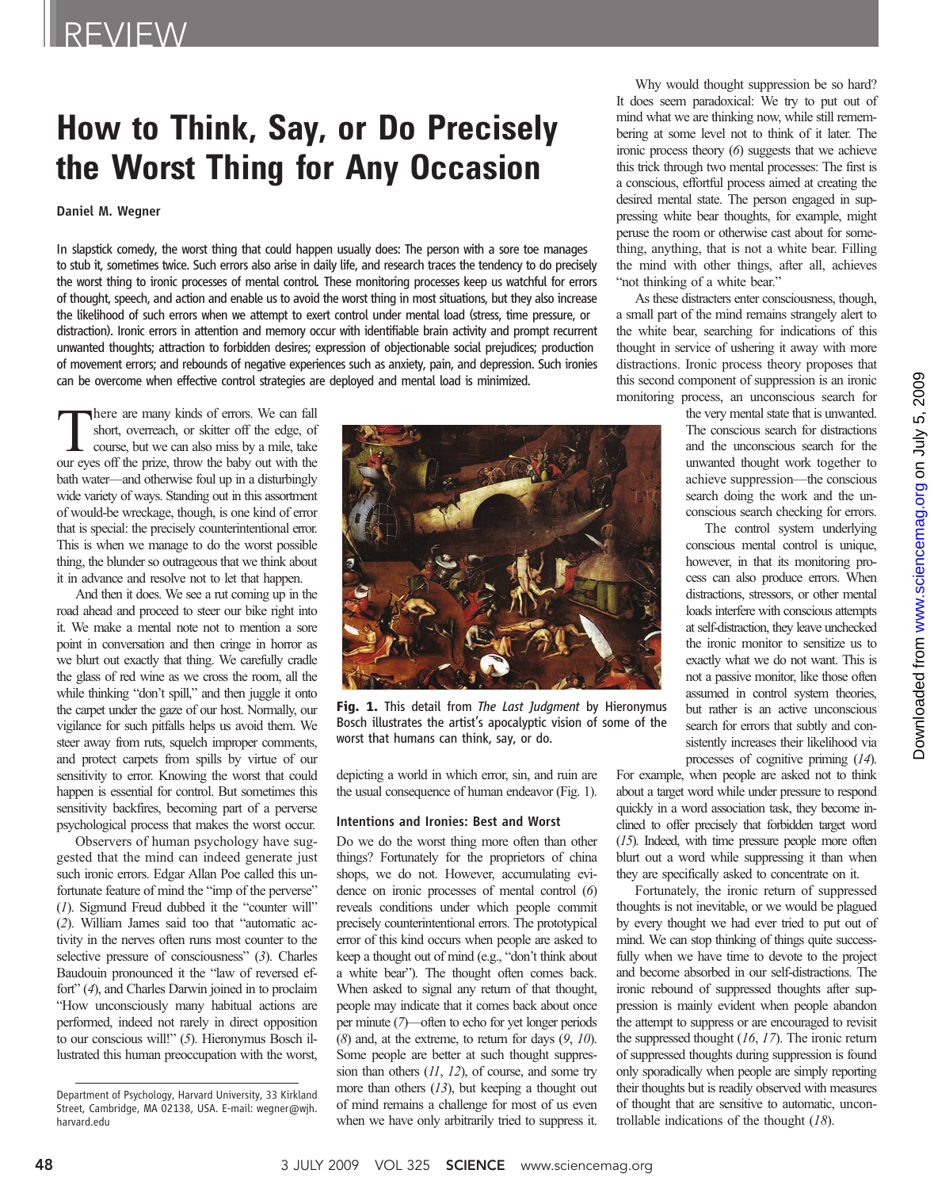REVIEW

# How to Think, Say, or Do Precisely the Worst Thing for Any Occasion

**Daniel M. Wegner**

In slapstick comedy, the worst thing that could happen usually does: The person with a sore toe manages to stub it, sometimes twice. Such errors also arise in daily life, and research traces the tendency to do precisely the worst thing to ironic processes of mental control. These monitoring processes keep us watchful for errors of thought, speech, and action and enable us to avoid the worst thing in most situations, but they also increase the likelihood of such errors when we attempt to exert control under mental load (stress, time pressure, or distraction). Ironic errors in attention and memory occur with identifiable brain activity and prompt recurrent unwanted thoughts; attraction to forbidden desires; expression of objectionable social prejudices; production of movement errors; and rebounds of negative experiences such as anxiety, pain, and depression. Such ironies can be overcome when effective control strategies are deployed and mental load is minimized.

There are many kinds of errors. We can fall short, overreach, or skitter off the edge, of course, but we can also miss by a mile, take our eyes off the prize, throw the baby out with the bath water—and otherwise foul up in a disturbingly wide variety of ways. Standing out in this assortment of would-be wreckage, though, is one kind of error that is special: the precisely counterintentional error. This is when we manage to do the worst possible thing, the blunder so outrageous that we think about it in advance and resolve not to let that happen.

And then it does. We see a rut coming up in the road ahead and proceed to steer our bike right into it. We make a mental note not to mention a sore point in conversation and then cringe in horror as we blurt out exactly that thing. We carefully cradle the glass of red wine as we cross the room, all the while thinking "don't spill," and then juggle it onto the carpet under the gaze of our host. Normally, our vigilance for such pitfalls helps us avoid them. We steer away from ruts, squelch improper comments, and protect carpets from spills by virtue of our sensitivity to error. Knowing the worst that could happen is essential for control. But sometimes this sensitivity backfires, becoming part of a perverse psychological process that makes the worst occur.

Observers of human psychology have suggested that the mind can indeed generate just such ironic errors. Edgar Allan Poe called this unfortunate feature of mind the "imp of the perverse" (*1*). Sigmund Freud dubbed it the "counter will" (*2*). William James said too that "automatic activity in the nerves often runs most counter to the selective pressure of consciousness" (*3*). Charles Baudouin pronounced it the "law of reversed effort" (*4*), and Charles Darwin joined in to proclaim "How unconsciously many habitual actions are performed, indeed not rarely in direct opposition to our conscious will!" (*5*). Hieronymus Bosch illustrated this human preoccupation with the worst, depicting a world in which error, sin, and ruin are the usual consequence of human endeavor (Fig. 1).

**Fig. 1.** This detail from *The Last Judgment* by Hieronymus Bosch illustrates the artist's apocalyptic vision of some of the worst that humans can think, say, or do.

Department of Psychology, Harvard University, 33 Kirkland Street, Cambridge, MA 02138, USA. E-mail: wegner@wjh.harvard.edu

### Intentions and Ironies: Best and Worst

Do we do the worst thing more often than other things? Fortunately for the proprietors of china shops, we do not. However, accumulating evidence on ironic processes of mental control (*6*) reveals conditions under which people commit precisely counterintentional errors. The prototypical error of this kind occurs when people are asked to keep a thought out of mind (e.g., "don't think about a white bear"). The thought often comes back. When asked to signal any return of that thought, people may indicate that it comes back about once per minute (*7*)—often to echo for yet longer periods (*8*) and, at the extreme, to return for days (*9*, *10*). Some people are better at such thought suppression than others (*11*, *12*), of course, and some try more than others (*13*), but keeping a thought out of mind remains a challenge for most of us even when we have only arbitrarily tried to suppress it.

Why would thought suppression be so hard? It does seem paradoxical: We try to put out of mind what we are thinking now, while still remembering at some level not to think of it later. The ironic process theory (*6*) suggests that we achieve this trick through two mental processes: The first is a conscious, effortful process aimed at creating the desired mental state. The person engaged in suppressing white bear thoughts, for example, might peruse the room or otherwise cast about for something, anything, that is not a white bear. Filling the mind with other things, after all, achieves "not thinking of a white bear."

As these distracters enter consciousness, though, a small part of the mind remains strangely alert to the white bear, searching for indications of this thought in service of ushering it away with more distractions. Ironic process theory proposes that this second component of suppression is an ironic monitoring process, an unconscious search for the very mental state that is unwanted. The conscious search for distractions and the unconscious search for the unwanted thought work together to achieve suppression—the conscious search doing the work and the unconscious search checking for errors.

The control system underlying conscious mental control is unique, however, in that its monitoring process can also produce errors. When distractions, stressors, or other mental loads interfere with conscious attempts at self-distraction, they leave unchecked the ironic monitor to sensitize us to exactly what we do not want. This is not a passive monitor, like those often assumed in control system theories, but rather is an active unconscious search for errors that subtly and consistently increases their likelihood via processes of cognitive priming (*14*). For example, when people are asked not to think about a target word while under pressure to respond quickly in a word association task, they become inclined to offer precisely that forbidden target word (*15*). Indeed, with time pressure people more often blurt out a word while suppressing it than when they are specifically asked to concentrate on it.

Fortunately, the ironic return of suppressed thoughts is not inevitable, or we would be plagued by every thought we had ever tried to put out of mind. We can stop thinking of things quite successfully when we have time to devote to the project and become absorbed in our self-distractions. The ironic rebound of suppressed thoughts after suppression is mainly evident when people abandon the attempt to suppress or are encouraged to revisit the suppressed thought (*16*, *17*). The ironic return of suppressed thoughts during suppression is found only sporadically when people are simply reporting their thoughts but is readily observed with measures of thought that are sensitive to automatic, uncontrollable indications of the thought (*18*).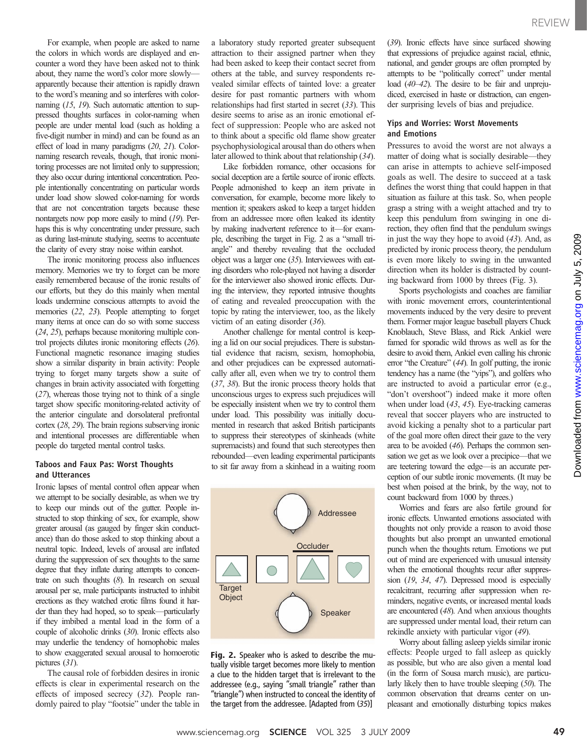For example, when people are asked to name the colors in which words are displayed and encounter a word they have been asked not to think about, they name the word's color more slowly—apparently because their attention is rapidly drawn to the word's meaning and so interferes with color-naming (*15*, *19*). Such automatic attention to suppressed thoughts surfaces in color-naming when people are under mental load (such as holding a five-digit number in mind) and can be found as an effect of load in many paradigms (*20*, *21*). Color-naming research reveals, though, that ironic monitoring processes are not limited only to suppression; they also occur during intentional concentration. People intentionally concentrating on particular words under load show slowed color-naming for words that are not concentration targets because these nontargets now pop more easily to mind (*19*). Perhaps this is why concentrating under pressure, such as during last-minute studying, seems to accentuate the clarity of every stray noise within earshot.

The ironic monitoring process also influences memory. Memories we try to forget can be more easily remembered because of the ironic results of our efforts, but they do this mainly when mental loads undermine conscious attempts to avoid the memories (*22*, *23*). People attempting to forget many items at once can do so with some success (*24*, *25*), perhaps because monitoring multiple control projects dilutes ironic monitoring effects (*26*). Functional magnetic resonance imaging studies show a similar disparity in brain activity: People trying to forget many targets show a suite of changes in brain activity associated with forgetting (*27*), whereas those trying to think of a single target show specific monitoring-related activity of the anterior cingulate and dorsolateral prefrontal cortex (*28*, *29*). The brain regions subserving ironic and intentional processes are differentiable when people do targeted mental control tasks.

### Taboos and Faux Pas: Worst Thoughts and Utterances

Ironic lapses of mental control often appear when we attempt to be socially desirable, as when we try to keep our minds out of the gutter. People instructed to stop thinking of sex, for example, show greater arousal (as gauged by finger skin conductance) than do those asked to stop thinking about a neutral topic. Indeed, levels of arousal are inflated during the suppression of sex thoughts to the same degree that they inflate during attempts to concentrate on such thoughts (*8*). In research on sexual arousal per se, male participants instructed to inhibit erections as they watched erotic films found it harder than they had hoped, so to speak—particularly if they imbibed a mental load in the form of a couple of alcoholic drinks (*30*). Ironic effects also may underlie the tendency of homophobic males to show exaggerated sexual arousal to homoerotic pictures (*31*).

The causal role of forbidden desires in ironic effects is clear in experimental research on the effects of imposed secrecy (*32*). People randomly paired to play "footsie" under the table in a laboratory study reported greater subsequent attraction to their assigned partner when they had been asked to keep their contact secret from others at the table, and survey respondents revealed similar effects of tainted love: a greater desire for past romantic partners with whom relationships had first started in secret (*33*). This desire seems to arise as an ironic emotional effect of suppression: People who are asked not to think about a specific old flame show greater psychophysiological arousal than do others when later allowed to think about that relationship (*34*).

Like forbidden romance, other occasions for social deception are a fertile source of ironic effects. People admonished to keep an item private in conversation, for example, become more likely to mention it; speakers asked to keep a target hidden from an addressee more often leaked its identity by making inadvertent reference to it—for example, describing the target in Fig. 2 as a "small triangle" and thereby revealing that the occluded object was a larger one (*35*). Interviewees with eating disorders who role-played not having a disorder for the interviewer also showed ironic effects. During the interview, they reported intrusive thoughts of eating and revealed preoccupation with the topic by rating the interviewer, too, as the likely victim of an eating disorder (*36*).

Another challenge for mental control is keeping a lid on our social prejudices. There is substantial evidence that racism, sexism, homophobia, and other prejudices can be expressed automatically after all, even when we try to control them (*37*, *38*). But the ironic process theory holds that unconscious urges to express such prejudices will be especially insistent when we try to control them under load. This possibility was initially documented in research that asked British participants to suppress their stereotypes of skinheads (white supremacists) and found that such stereotypes then rebounded—even leading experimental participants to sit far away from a skinhead in a waiting room (*39*). Ironic effects have since surfaced showing that expressions of prejudice against racial, ethnic, national, and gender groups are often prompted by attempts to be "politically correct" under mental load (*40*–*42*). The desire to be fair and unprejudiced, exercised in haste or distraction, can engender surprising levels of bias and prejudice.

Addressee
Occluder
Target Object
Speaker

**Fig. 2.** Speaker who is asked to describe the mutually visible target becomes more likely to mention a clue to the hidden target that is irrelevant to the addressee (e.g., saying "small triangle" rather than "triangle") when instructed to conceal the identity of the target from the addressee. [Adapted from (*35*)]

### Yips and Worries: Worst Movements and Emotions

Pressures to avoid the worst are not always a matter of doing what is socially desirable—they can arise in attempts to achieve self-imposed goals as well. The desire to succeed at a task defines the worst thing that could happen in that situation as failure at this task. So, when people grasp a string with a weight attached and try to keep this pendulum from swinging in one direction, they often find that the pendulum swings in just the way they hope to avoid (*43*). And, as predicted by ironic process theory, the pendulum is even more likely to swing in the unwanted direction when its holder is distracted by counting backward from 1000 by threes (Fig. 3).

Sports psychologists and coaches are familiar with ironic movement errors, counterintentional movements induced by the very desire to prevent them. Former major league baseball players Chuck Knoblauch, Steve Blass, and Rick Ankiel were famed for sporadic wild throws as well as for the desire to avoid them, Ankiel even calling his chronic error "the Creature" (*44*). In golf putting, the ironic tendency has a name (the "yips"), and golfers who are instructed to avoid a particular error (e.g., "don't overshoot") indeed make it more often when under load (*43*, *45*). Eye-tracking cameras reveal that soccer players who are instructed to avoid kicking a penalty shot to a particular part of the goal more often direct their gaze to the very area to be avoided (*46*). Perhaps the common sensation we get as we look over a precipice—that we are teetering toward the edge—is an accurate perception of our subtle ironic movements. (It may be best when poised at the brink, by the way, not to count backward from 1000 by threes.)

Worries and fears are also fertile ground for ironic effects. Unwanted emotions associated with thoughts not only provide a reason to avoid those thoughts but also prompt an unwanted emotional punch when the thoughts return. Emotions we put out of mind are experienced with unusual intensity when the emotional thoughts recur after suppression (*19*, *34*, *47*). Depressed mood is especially recalcitrant, recurring after suppression when reminders, negative events, or increased mental loads are encountered (*48*). And when anxious thoughts are suppressed under mental load, their return can rekindle anxiety with particular vigor (*49*).

Worry about falling asleep yields similar ironic effects: People urged to fall asleep as quickly as possible, but who are also given a mental load (in the form of Sousa march music), are particularly likely then to have trouble sleeping (*50*). The common observation that dreams center on unpleasant and emotionally disturbing topics makes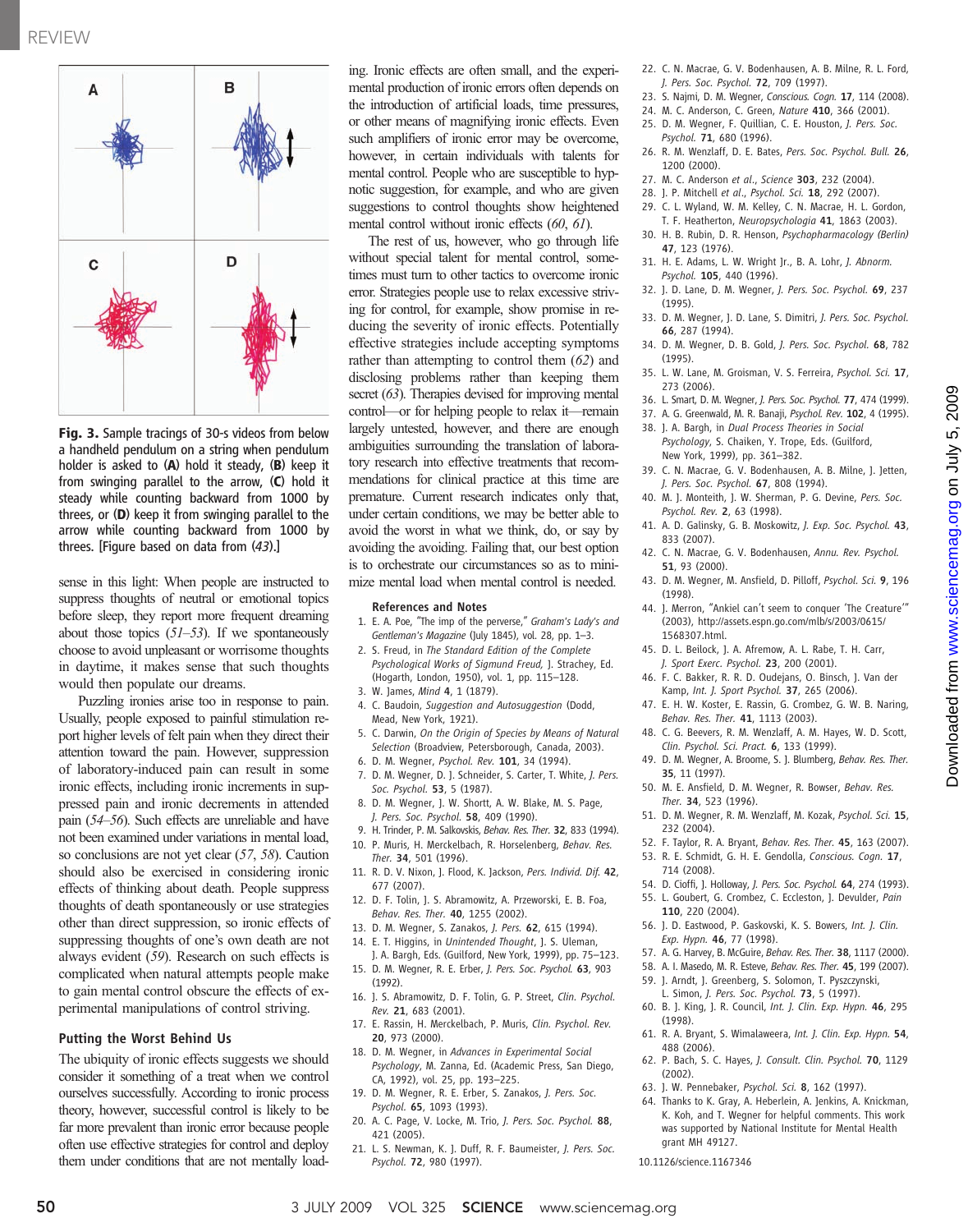A B C D

**Fig. 3.** Sample tracings of 30-s videos from below a handheld pendulum on a string when pendulum holder is asked to (**A**) hold it steady, (**B**) keep it from swinging parallel to the arrow, (**C**) hold it steady while counting backward from 1000 by threes, or (**D**) keep it from swinging parallel to the arrow while counting backward from 1000 by threes. [Figure based on data from (*43*).]

sense in this light: When people are instructed to suppress thoughts of neutral or emotional topics before sleep, they report more frequent dreaming about those topics (*51*–*53*). If we spontaneously choose to avoid unpleasant or worrisome thoughts in daytime, it makes sense that such thoughts would then populate our dreams.

Puzzling ironies arise too in response to pain. Usually, people exposed to painful stimulation report higher levels of felt pain when they direct their attention toward the pain. However, suppression of laboratory-induced pain can result in some ironic effects, including ironic increments in suppressed pain and ironic decrements in attended pain (*54*–*56*). Such effects are unreliable and have not been examined under variations in mental load, so conclusions are not yet clear (*57*, *58*). Caution should also be exercised in considering ironic effects of thinking about death. People suppress thoughts of death spontaneously or use strategies other than direct suppression, so ironic effects of suppressing thoughts of one's own death are not always evident (*59*). Research on such effects is complicated when natural attempts people make to gain mental control obscure the effects of experimental manipulations of control striving.

## Putting the Worst Behind Us

The ubiquity of ironic effects suggests we should consider it something of a treat when we control ourselves successfully. According to ironic process theory, however, successful control is likely to be far more prevalent than ironic error because people often use effective strategies for control and deploy them under conditions that are not mentally loading. Ironic effects are often small, and the experimental production of ironic errors often depends on the introduction of artificial loads, time pressures, or other means of magnifying ironic effects. Even such amplifiers of ironic error may be overcome, however, in certain individuals with talents for mental control. People who are susceptible to hypnotic suggestion, for example, and who are given suggestions to control thoughts show heightened mental control without ironic effects (*60*, *61*).

The rest of us, however, who go through life without special talent for mental control, sometimes must turn to other tactics to overcome ironic error. Strategies people use to relax excessive striving for control, for example, show promise in reducing the severity of ironic effects. Potentially effective strategies include accepting symptoms rather than attempting to control them (*62*) and disclosing problems rather than keeping them secret (*63*). Therapies devised for improving mental control—or for helping people to relax it—remain largely untested, however, and there are enough ambiguities surrounding the translation of laboratory research into effective treatments that recommendations for clinical practice at this time are premature. Current research indicates only that, under certain conditions, we may be better able to avoid the worst in what we think, do, or say by avoiding the avoiding. Failing that, our best option is to orchestrate our circumstances so as to minimize mental load when mental control is needed.

### References and Notes

1. E. A. Poe, "The imp of the perverse," *Graham's Lady's and Gentleman's Magazine* (July 1845), vol. 28, pp. 1–3.
2. S. Freud, in *The Standard Edition of the Complete Psychological Works of Sigmund Freud*, J. Strachey, Ed. (Hogarth, London, 1950), vol. 1, pp. 115–128.
3. W. James, *Mind* **4**, 1 (1879).
4. C. Baudoin, *Suggestion and Autosuggestion* (Dodd, Mead, New York, 1921).
5. C. Darwin, *On the Origin of Species by Means of Natural Selection* (Broadview, Petersborough, Canada, 2003).
6. D. M. Wegner, *Psychol. Rev.* **101**, 34 (1994).
7. D. M. Wegner, D. J. Schneider, S. Carter, T. White, *J. Pers. Soc. Psychol.* **53**, 5 (1987).
8. D. M. Wegner, J. W. Shortt, A. W. Blake, M. S. Page, *J. Pers. Soc. Psychol.* **58**, 409 (1990).
9. H. Trinder, P. M. Salkovskis, *Behav. Res. Ther.* **32**, 833 (1994).
10. P. Muris, H. Merckelbach, R. Horselenberg, *Behav. Res. Ther.* **34**, 501 (1996).
11. R. D. V. Nixon, J. Flood, K. Jackson, *Pers. Individ. Dif.* **42**, 677 (2007).
12. D. F. Tolin, J. S. Abramowitz, A. Przeworski, E. B. Foa, *Behav. Res. Ther.* **40**, 1255 (2002).
13. D. M. Wegner, S. Zanakos, *J. Pers.* **62**, 615 (1994).
14. E. T. Higgins, in *Unintended Thought*, J. S. Uleman, J. A. Bargh, Eds. (Guilford, New York, 1999), pp. 75–123.
15. D. M. Wegner, R. E. Erber, *J. Pers. Soc. Psychol.* **63**, 903 (1992).
16. J. S. Abramowitz, D. F. Tolin, G. P. Street, *Clin. Psychol. Rev.* **21**, 683 (2001).
17. E. Rassin, H. Merckelbach, P. Muris, *Clin. Psychol. Rev.* **20**, 973 (2000).
18. D. M. Wegner, in *Advances in Experimental Social Psychology*, M. Zanna, Ed. (Academic Press, San Diego, CA, 1992), vol. 25, pp. 193–225.
19. D. M. Wegner, R. E. Erber, S. Zanakos, *J. Pers. Soc. Psychol.* **65**, 1093 (1993).
20. A. C. Page, V. Locke, M. Trio, *J. Pers. Soc. Psychol.* **88**, 421 (2005).
21. L. S. Newman, K. J. Duff, R. F. Baumeister, *J. Pers. Soc. Psychol.* **72**, 980 (1997).
22. C. N. Macrae, G. V. Bodenhausen, A. B. Milne, R. L. Ford, *J. Pers. Soc. Psychol.* **72**, 709 (1997).
23. S. Najmi, D. M. Wegner, *Conscious. Cogn.* **17**, 114 (2008).
24. M. C. Anderson, C. Green, *Nature* **410**, 366 (2001).
25. D. M. Wegner, F. Quillian, C. E. Houston, *J. Pers. Soc. Psychol.* **71**, 680 (1996).
26. R. M. Wenzlaff, D. E. Bates, *Pers. Soc. Psychol. Bull.* **26**, 1200 (2000).
27. M. C. Anderson *et al.*, *Science* **303**, 232 (2004).
28. J. P. Mitchell *et al.*, *Psychol. Sci.* **18**, 292 (2007).
29. C. L. Wyland, W. M. Kelley, C. N. Macrae, H. L. Gordon, T. F. Heatherton, *Neuropsychologia* **41**, 1863 (2003).
30. H. B. Rubin, D. R. Henson, *Psychopharmacology (Berlin)* **47**, 123 (1976).
31. H. E. Adams, L. W. Wright Jr., B. A. Lohr, *J. Abnorm. Psychol.* **105**, 440 (1996).
32. J. D. Lane, D. M. Wegner, *J. Pers. Soc. Psychol.* **69**, 237 (1995).
33. D. M. Wegner, J. D. Lane, S. Dimitri, *J. Pers. Soc. Psychol.* **66**, 287 (1994).
34. D. M. Wegner, D. B. Gold, *J. Pers. Soc. Psychol.* **68**, 782 (1995).
35. L. W. Lane, M. Groisman, V. S. Ferreira, *Psychol. Sci.* **17**, 273 (2006).
36. L. Smart, D. M. Wegner, *J. Pers. Soc. Psychol.* **77**, 474 (1999).
37. A. G. Greenwald, M. R. Banaji, *Psychol. Rev.* **102**, 4 (1995).
38. J. A. Bargh, in *Dual Process Theories in Social Psychology*, S. Chaiken, Y. Trope, Eds. (Guilford, New York, 1999), pp. 361–382.
39. C. N. Macrae, G. V. Bodenhausen, A. B. Milne, J. Jetten, *J. Pers. Soc. Psychol.* **67**, 808 (1994).
40. M. J. Monteith, J. W. Sherman, P. G. Devine, *Pers. Soc. Psychol. Rev.* **2**, 63 (1998).
41. A. D. Galinsky, G. B. Moskowitz, *J. Exp. Soc. Psychol.* **43**, 833 (2007).
42. C. N. Macrae, G. V. Bodenhausen, *Annu. Rev. Psychol.* **51**, 93 (2000).
43. D. M. Wegner, M. Ansfield, D. Pilloff, *Psychol. Sci.* **9**, 196 (1998).
44. J. Merron, "Ankiel can't seem to conquer 'The Creature'" (2003), http://assets.espn.go.com/mlb/s/2003/0615/1568307.html.
45. D. L. Beilock, J. A. Afremow, A. L. Rabe, T. H. Carr, *J. Sport Exerc. Psychol.* **23**, 200 (2001).
46. F. C. Bakker, R. R. D. Oudejans, O. Binsch, J. Van der Kamp, *Int. J. Sport Psychol.* **37**, 265 (2006).
47. E. H. W. Koster, E. Rassin, G. Crombez, G. W. B. Naring, *Behav. Res. Ther.* **41**, 1113 (2003).
48. C. G. Beevers, R. M. Wenzlaff, A. M. Hayes, W. D. Scott, *Clin. Psychol. Sci. Pract.* **6**, 133 (1999).
49. D. M. Wegner, A. Broome, S. J. Blumberg, *Behav. Res. Ther.* **35**, 11 (1997).
50. M. E. Ansfield, D. M. Wegner, R. Bowser, *Behav. Res. Ther.* **34**, 523 (1996).
51. D. M. Wegner, R. M. Wenzlaff, M. Kozak, *Psychol. Sci.* **15**, 232 (2004).
52. F. Taylor, R. A. Bryant, *Behav. Res. Ther.* **45**, 163 (2007).
53. R. E. Schmidt, G. H. E. Gendolla, *Conscious. Cogn.* **17**, 714 (2008).
54. D. Cioffi, J. Holloway, *J. Pers. Soc. Psychol.* **64**, 274 (1993).
55. L. Goubert, G. Crombez, C. Eccleston, J. Devulder, *Pain* **110**, 220 (2004).
56. J. D. Eastwood, P. Gaskovski, K. S. Bowers, *Int. J. Clin. Exp. Hypn.* **46**, 77 (1998).
57. A. G. Harvey, B. McGuire, *Behav. Res. Ther.* **38**, 1117 (2000).
58. A. I. Masedo, M. R. Esteve, *Behav. Res. Ther.* **45**, 199 (2007).
59. J. Arndt, J. Greenberg, S. Solomon, T. Pyszczynski, L. Simon, *J. Pers. Soc. Psychol.* **73**, 5 (1997).
60. B. J. King, J. R. Council, *Int. J. Clin. Exp. Hypn.* **46**, 295 (1998).
61. R. A. Bryant, S. Wimalaweera, *Int. J. Clin. Exp. Hypn.* **54**, 488 (2006).
62. P. Bach, S. C. Hayes, *J. Consult. Clin. Psychol.* **70**, 1129 (2002).
63. J. W. Pennebaker, *Psychol. Sci.* **8**, 162 (1997).
64. Thanks to K. Gray, A. Heberlein, A. Jenkins, A. Knickman, K. Koh, and T. Wegner for helpful comments. This work was supported by National Institute for Mental Health grant MH 49127.

10.1126/science.1167346